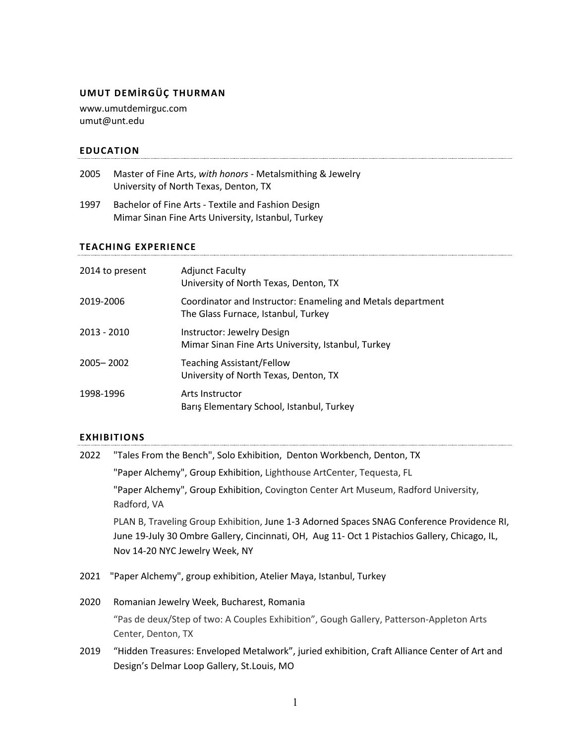# UMUT DEMİRGÜÇ THURMAN

www.umutdemirguc.com
umut@unt.edu

## EDUCATION

2005 Master of Fine Arts, *with honors* - Metalsmithing & Jewelry
University of North Texas, Denton, TX

1997 Bachelor of Fine Arts - Textile and Fashion Design
Mimar Sinan Fine Arts University, Istanbul, Turkey

## TEACHING EXPERIENCE

| | |
|---|---|
| 2014 to present | Adjunct Faculty<br>University of North Texas, Denton, TX |
| 2019-2006 | Coordinator and Instructor: Enameling and Metals department<br>The Glass Furnace, Istanbul, Turkey |
| 2013 - 2010 | Instructor: Jewelry Design<br>Mimar Sinan Fine Arts University, Istanbul, Turkey |
| 2005– 2002 | Teaching Assistant/Fellow<br>University of North Texas, Denton, TX |
| 1998-1996 | Arts Instructor<br>Barış Elementary School, Istanbul, Turkey |

## EXHIBITIONS

2022 "Tales From the Bench", Solo Exhibition, Denton Workbench, Denton, TX

"Paper Alchemy", Group Exhibition, Lighthouse ArtCenter, Tequesta, FL

"Paper Alchemy", Group Exhibition, Covington Center Art Museum, Radford University, Radford, VA

PLAN B, Traveling Group Exhibition, June 1-3 Adorned Spaces SNAG Conference Providence RI, June 19-July 30 Ombre Gallery, Cincinnati, OH, Aug 11- Oct 1 Pistachios Gallery, Chicago, IL, Nov 14-20 NYC Jewelry Week, NY

2021 "Paper Alchemy", group exhibition, Atelier Maya, Istanbul, Turkey

2020 Romanian Jewelry Week, Bucharest, Romania

"Pas de deux/Step of two: A Couples Exhibition", Gough Gallery, Patterson-Appleton Arts Center, Denton, TX

2019 "Hidden Treasures: Enveloped Metalwork", juried exhibition, Craft Alliance Center of Art and Design's Delmar Loop Gallery, St.Louis, MO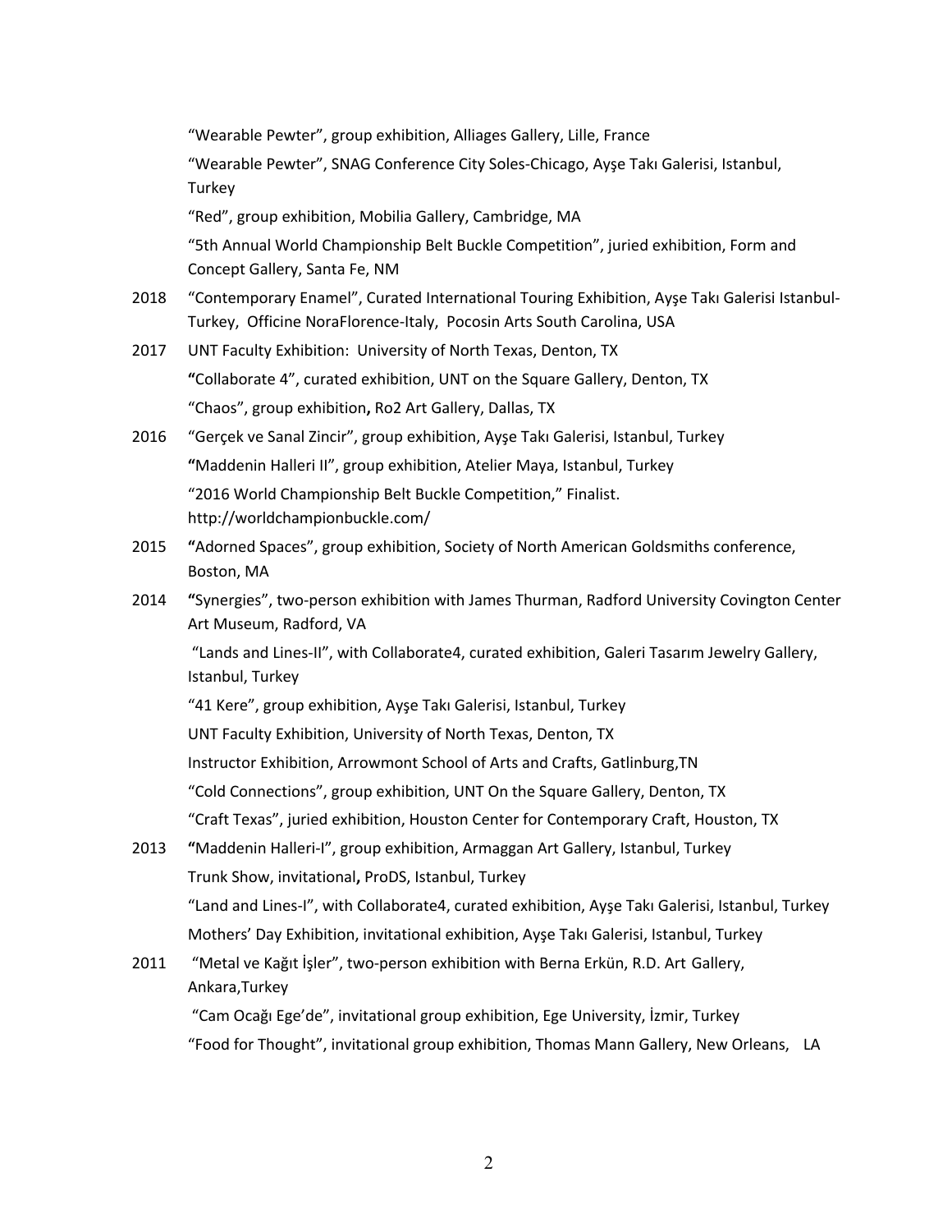"Wearable Pewter", group exhibition, Alliages Gallery, Lille, France

"Wearable Pewter", SNAG Conference City Soles-Chicago, Ayşe Takı Galerisi, Istanbul, Turkey

"Red", group exhibition, Mobilia Gallery, Cambridge, MA

"5th Annual World Championship Belt Buckle Competition", juried exhibition, Form and Concept Gallery, Santa Fe, NM

2018 "Contemporary Enamel", Curated International Touring Exhibition, Ayşe Takı Galerisi Istanbul-Turkey, Officine NoraFlorence-Italy, Pocosin Arts South Carolina, USA

2017 UNT Faculty Exhibition: University of North Texas, Denton, TX

**"**Collaborate 4", curated exhibition, UNT on the Square Gallery, Denton, TX

"Chaos", group exhibition**,** Ro2 Art Gallery, Dallas, TX

2016 "Gerçek ve Sanal Zincir", group exhibition, Ayşe Takı Galerisi, Istanbul, Turkey

**"**Maddenin Halleri II", group exhibition, Atelier Maya, Istanbul, Turkey

"2016 World Championship Belt Buckle Competition," Finalist. http://worldchampionbuckle.com/

2015 **"**Adorned Spaces", group exhibition, Society of North American Goldsmiths conference, Boston, MA

2014 **"**Synergies", two-person exhibition with James Thurman, Radford University Covington Center Art Museum, Radford, VA

"Lands and Lines-II", with Collaborate4, curated exhibition, Galeri Tasarım Jewelry Gallery, Istanbul, Turkey

"41 Kere", group exhibition, Ayşe Takı Galerisi, Istanbul, Turkey

UNT Faculty Exhibition, University of North Texas, Denton, TX

Instructor Exhibition, Arrowmont School of Arts and Crafts, Gatlinburg,TN

"Cold Connections", group exhibition, UNT On the Square Gallery, Denton, TX

"Craft Texas", juried exhibition, Houston Center for Contemporary Craft, Houston, TX

2013 **"**Maddenin Halleri-I", group exhibition, Armaggan Art Gallery, Istanbul, Turkey

Trunk Show, invitational**,** ProDS, Istanbul, Turkey

"Land and Lines-I", with Collaborate4, curated exhibition, Ayşe Takı Galerisi, Istanbul, Turkey

Mothers' Day Exhibition, invitational exhibition, Ayşe Takı Galerisi, Istanbul, Turkey

2011 "Metal ve Kağıt İşler", two-person exhibition with Berna Erkün, R.D. Art Gallery, Ankara,Turkey

"Cam Ocağı Ege'de", invitational group exhibition, Ege University, İzmir, Turkey

"Food for Thought", invitational group exhibition, Thomas Mann Gallery, New Orleans, LA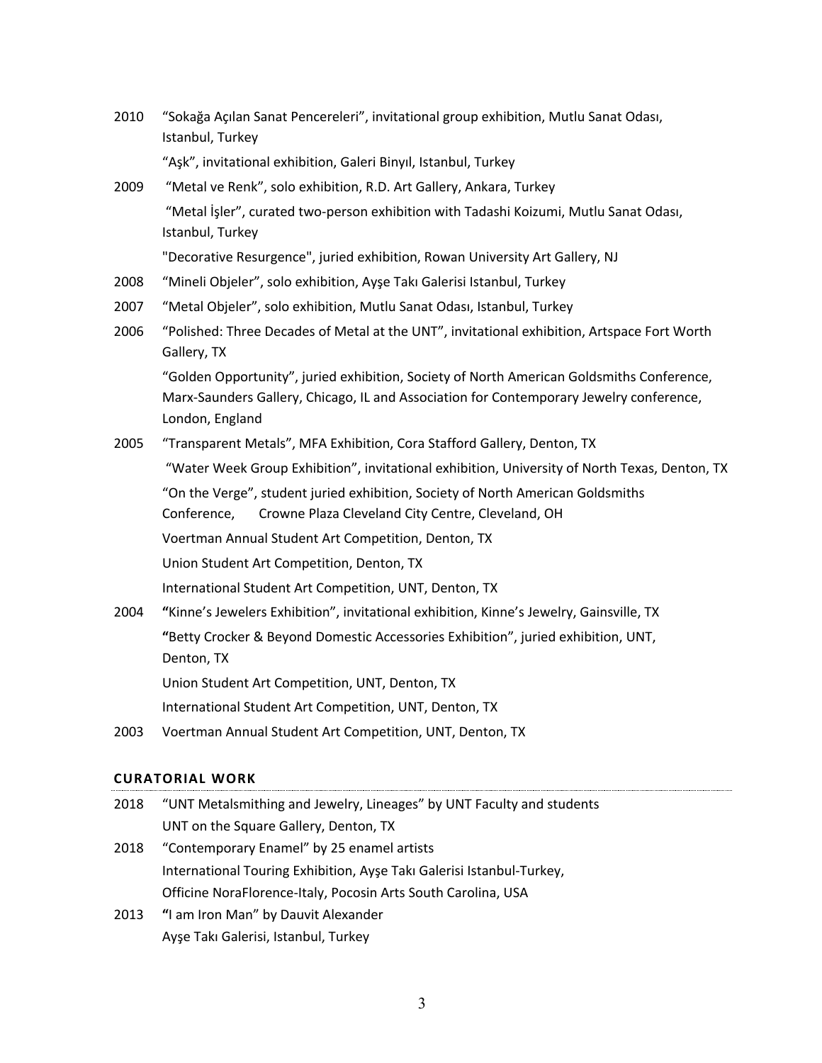2010 "Sokağa Açılan Sanat Pencereleri", invitational group exhibition, Mutlu Sanat Odası, Istanbul, Turkey

"Aşk", invitational exhibition, Galeri Binyıl, Istanbul, Turkey

2009 "Metal ve Renk", solo exhibition, R.D. Art Gallery, Ankara, Turkey

"Metal İşler", curated two-person exhibition with Tadashi Koizumi, Mutlu Sanat Odası, Istanbul, Turkey

"Decorative Resurgence", juried exhibition, Rowan University Art Gallery, NJ

2008 "Mineli Objeler", solo exhibition, Ayşe Takı Galerisi Istanbul, Turkey

2007 "Metal Objeler", solo exhibition, Mutlu Sanat Odası, Istanbul, Turkey

2006 "Polished: Three Decades of Metal at the UNT", invitational exhibition, Artspace Fort Worth Gallery, TX

"Golden Opportunity", juried exhibition, Society of North American Goldsmiths Conference, Marx-Saunders Gallery, Chicago, IL and Association for Contemporary Jewelry conference, London, England

2005 "Transparent Metals", MFA Exhibition, Cora Stafford Gallery, Denton, TX

"Water Week Group Exhibition", invitational exhibition, University of North Texas, Denton, TX

"On the Verge", student juried exhibition, Society of North American Goldsmiths Conference, Crowne Plaza Cleveland City Centre, Cleveland, OH

Voertman Annual Student Art Competition, Denton, TX

Union Student Art Competition, Denton, TX

International Student Art Competition, UNT, Denton, TX

2004 **"**Kinne's Jewelers Exhibition", invitational exhibition, Kinne's Jewelry, Gainsville, TX

**"**Betty Crocker & Beyond Domestic Accessories Exhibition", juried exhibition, UNT, Denton, TX

Union Student Art Competition, UNT, Denton, TX

International Student Art Competition, UNT, Denton, TX

2003 Voertman Annual Student Art Competition, UNT, Denton, TX

## CURATORIAL WORK

2018 "UNT Metalsmithing and Jewelry, Lineages" by UNT Faculty and students
UNT on the Square Gallery, Denton, TX

2018 "Contemporary Enamel" by 25 enamel artists
International Touring Exhibition, Ayşe Takı Galerisi Istanbul-Turkey, Officine NoraFlorence-Italy, Pocosin Arts South Carolina, USA

2013 **"**I am Iron Man" by Dauvit Alexander
Ayşe Takı Galerisi, Istanbul, Turkey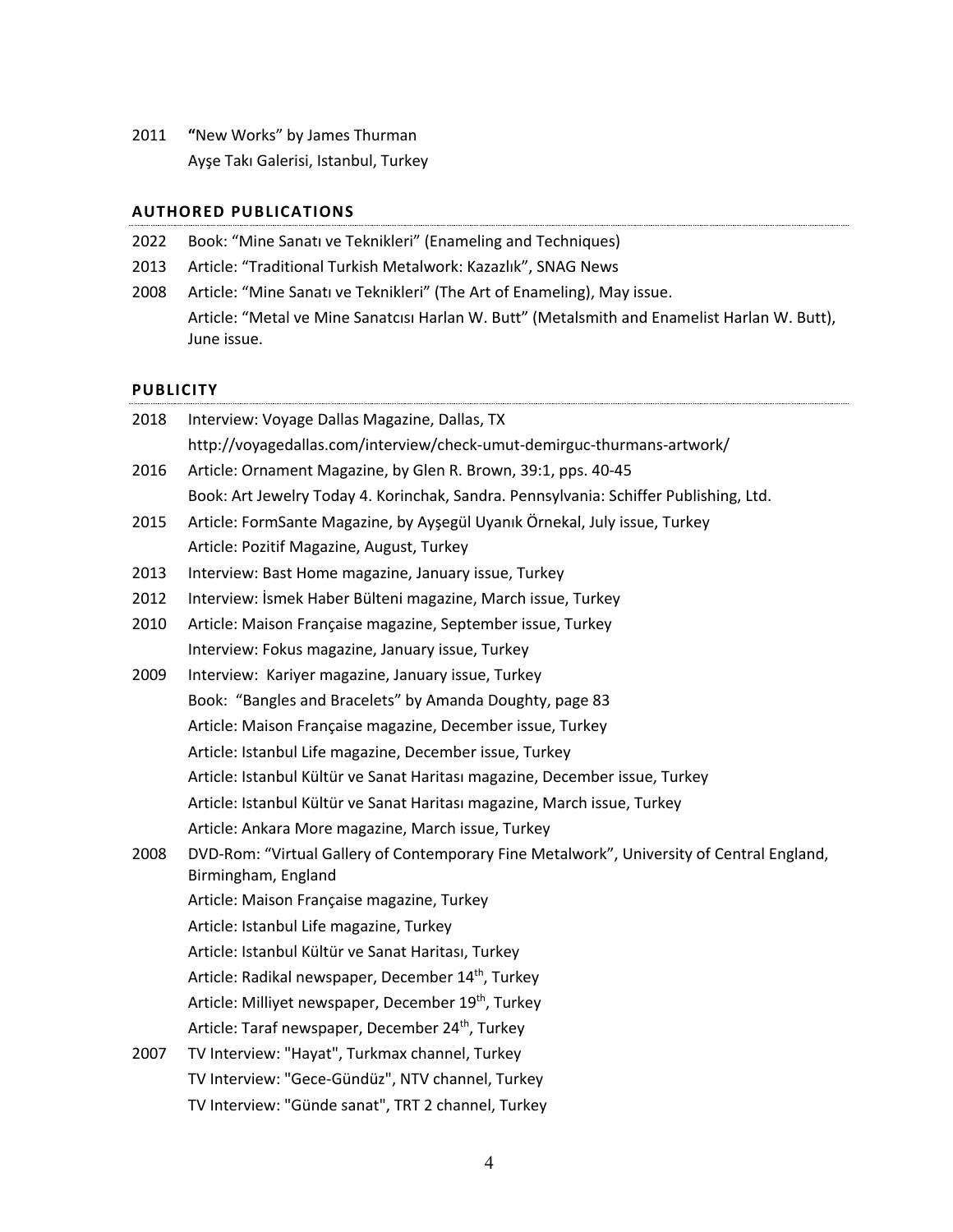2011 **"**New Works" by James Thurman
Ayşe Takı Galerisi, Istanbul, Turkey

## AUTHORED PUBLICATIONS

2022 Book: "Mine Sanatı ve Teknikleri" (Enameling and Techniques)

2013 Article: "Traditional Turkish Metalwork: Kazazlık", SNAG News

2008 Article: "Mine Sanatı ve Teknikleri" (The Art of Enameling), May issue.
Article: "Metal ve Mine Sanatcısı Harlan W. Butt" (Metalsmith and Enamelist Harlan W. Butt), June issue.

## PUBLICITY

2018 Interview: Voyage Dallas Magazine, Dallas, TX
http://voyagedallas.com/interview/check-umut-demirguc-thurmans-artwork/

2016 Article: Ornament Magazine, by Glen R. Brown, 39:1, pps. 40-45
Book: Art Jewelry Today 4. Korinchak, Sandra. Pennsylvania: Schiffer Publishing, Ltd.

2015 Article: FormSante Magazine, by Ayşegül Uyanık Örnekal, July issue, Turkey
Article: Pozitif Magazine, August, Turkey

2013 Interview: Bast Home magazine, January issue, Turkey

2012 Interview: İsmek Haber Bülteni magazine, March issue, Turkey

2010 Article: Maison Française magazine, September issue, Turkey
Interview: Fokus magazine, January issue, Turkey

2009 Interview: Kariyer magazine, January issue, Turkey
Book: "Bangles and Bracelets" by Amanda Doughty, page 83
Article: Maison Française magazine, December issue, Turkey
Article: Istanbul Life magazine, December issue, Turkey
Article: Istanbul Kültür ve Sanat Haritası magazine, December issue, Turkey
Article: Istanbul Kültür ve Sanat Haritası magazine, March issue, Turkey
Article: Ankara More magazine, March issue, Turkey

2008 DVD-Rom: "Virtual Gallery of Contemporary Fine Metalwork", University of Central England, Birmingham, England
Article: Maison Française magazine, Turkey
Article: Istanbul Life magazine, Turkey
Article: Istanbul Kültür ve Sanat Haritası, Turkey
Article: Radikal newspaper, December 14th, Turkey
Article: Milliyet newspaper, December 19th, Turkey
Article: Taraf newspaper, December 24th, Turkey

2007 TV Interview: "Hayat", Turkmax channel, Turkey
TV Interview: "Gece-Gündüz", NTV channel, Turkey
TV Interview: "Günde sanat", TRT 2 channel, Turkey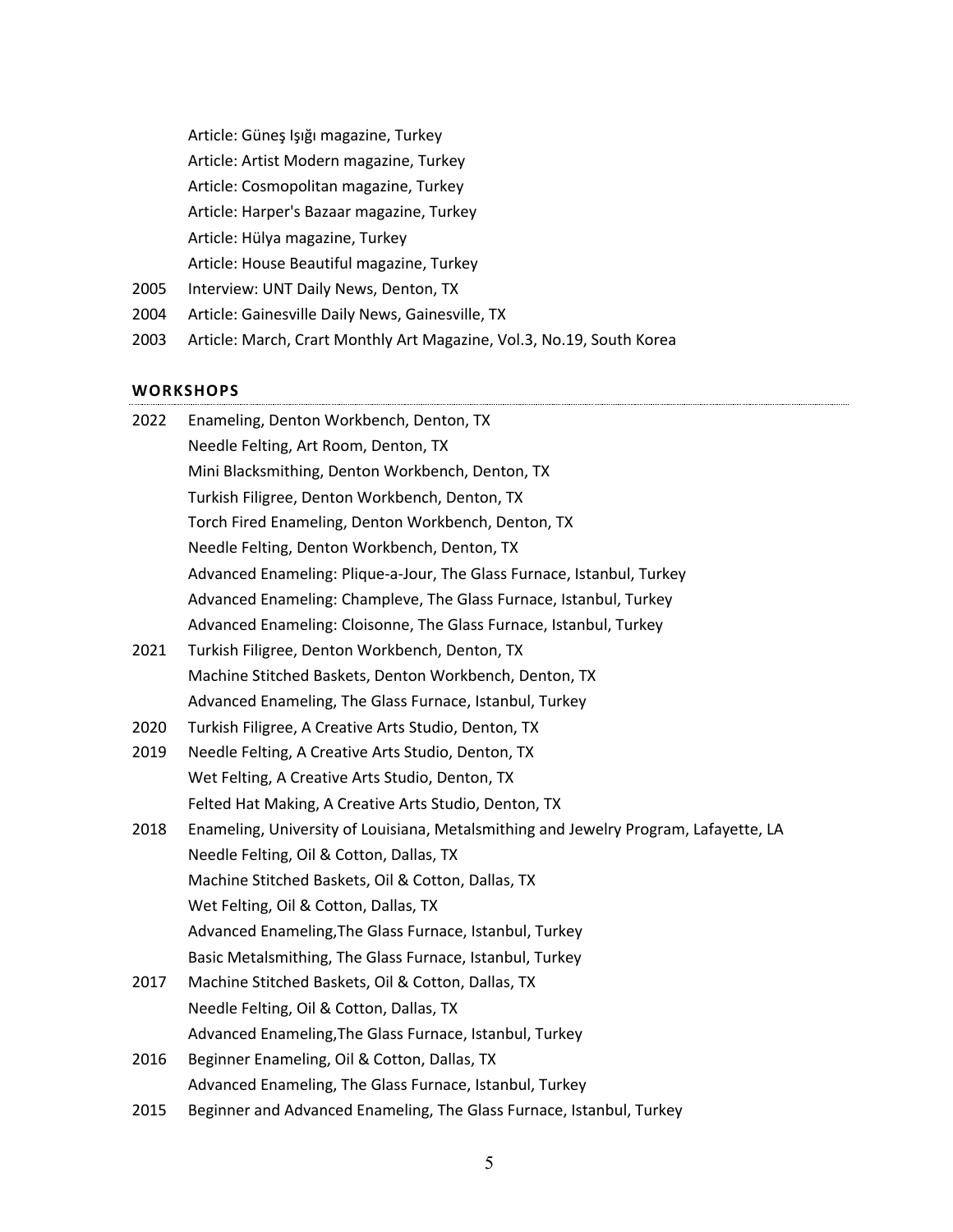Article: Güneş Işığı magazine, Turkey
Article: Artist Modern magazine, Turkey
Article: Cosmopolitan magazine, Turkey
Article: Harper's Bazaar magazine, Turkey
Article: Hülya magazine, Turkey
Article: House Beautiful magazine, Turkey

2005 Interview: UNT Daily News, Denton, TX

2004 Article: Gainesville Daily News, Gainesville, TX

2003 Article: March, Crart Monthly Art Magazine, Vol.3, No.19, South Korea

## WORKSHOPS

2022 Enameling, Denton Workbench, Denton, TX
Needle Felting, Art Room, Denton, TX
Mini Blacksmithing, Denton Workbench, Denton, TX
Turkish Filigree, Denton Workbench, Denton, TX
Torch Fired Enameling, Denton Workbench, Denton, TX
Needle Felting, Denton Workbench, Denton, TX
Advanced Enameling: Plique-a-Jour, The Glass Furnace, Istanbul, Turkey
Advanced Enameling: Champleve, The Glass Furnace, Istanbul, Turkey
Advanced Enameling: Cloisonne, The Glass Furnace, Istanbul, Turkey

2021 Turkish Filigree, Denton Workbench, Denton, TX
Machine Stitched Baskets, Denton Workbench, Denton, TX
Advanced Enameling, The Glass Furnace, Istanbul, Turkey

2020 Turkish Filigree, A Creative Arts Studio, Denton, TX

2019 Needle Felting, A Creative Arts Studio, Denton, TX
Wet Felting, A Creative Arts Studio, Denton, TX
Felted Hat Making, A Creative Arts Studio, Denton, TX

2018 Enameling, University of Louisiana, Metalsmithing and Jewelry Program, Lafayette, LA
Needle Felting, Oil & Cotton, Dallas, TX
Machine Stitched Baskets, Oil & Cotton, Dallas, TX
Wet Felting, Oil & Cotton, Dallas, TX
Advanced Enameling,The Glass Furnace, Istanbul, Turkey
Basic Metalsmithing, The Glass Furnace, Istanbul, Turkey

2017 Machine Stitched Baskets, Oil & Cotton, Dallas, TX
Needle Felting, Oil & Cotton, Dallas, TX
Advanced Enameling,The Glass Furnace, Istanbul, Turkey

2016 Beginner Enameling, Oil & Cotton, Dallas, TX
Advanced Enameling, The Glass Furnace, Istanbul, Turkey

2015 Beginner and Advanced Enameling, The Glass Furnace, Istanbul, Turkey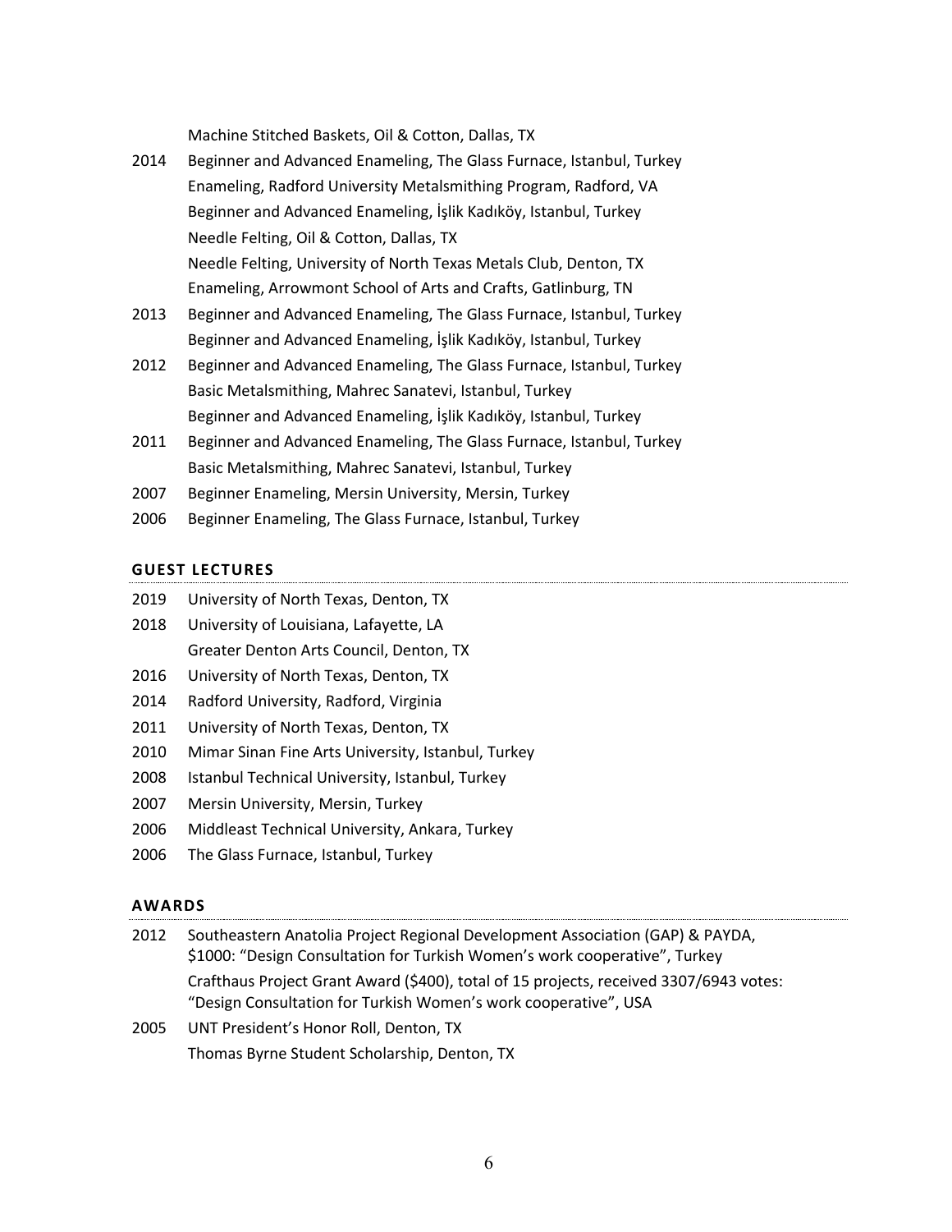Machine Stitched Baskets, Oil & Cotton, Dallas, TX

2014 Beginner and Advanced Enameling, The Glass Furnace, Istanbul, Turkey
Enameling, Radford University Metalsmithing Program, Radford, VA
Beginner and Advanced Enameling, İşlik Kadıköy, Istanbul, Turkey
Needle Felting, Oil & Cotton, Dallas, TX
Needle Felting, University of North Texas Metals Club, Denton, TX
Enameling, Arrowmont School of Arts and Crafts, Gatlinburg, TN

2013 Beginner and Advanced Enameling, The Glass Furnace, Istanbul, Turkey
Beginner and Advanced Enameling, İşlik Kadıköy, Istanbul, Turkey

2012 Beginner and Advanced Enameling, The Glass Furnace, Istanbul, Turkey
Basic Metalsmithing, Mahrec Sanatevi, Istanbul, Turkey
Beginner and Advanced Enameling, İşlik Kadıköy, Istanbul, Turkey

2011 Beginner and Advanced Enameling, The Glass Furnace, Istanbul, Turkey
Basic Metalsmithing, Mahrec Sanatevi, Istanbul, Turkey

2007 Beginner Enameling, Mersin University, Mersin, Turkey

2006 Beginner Enameling, The Glass Furnace, Istanbul, Turkey

## GUEST LECTURES

2019 University of North Texas, Denton, TX

2018 University of Louisiana, Lafayette, LA
Greater Denton Arts Council, Denton, TX

2016 University of North Texas, Denton, TX

2014 Radford University, Radford, Virginia

2011 University of North Texas, Denton, TX

2010 Mimar Sinan Fine Arts University, Istanbul, Turkey

2008 Istanbul Technical University, Istanbul, Turkey

2007 Mersin University, Mersin, Turkey

2006 Middleast Technical University, Ankara, Turkey

2006 The Glass Furnace, Istanbul, Turkey

## AWARDS

2012 Southeastern Anatolia Project Regional Development Association (GAP) & PAYDA, $1000: "Design Consultation for Turkish Women's work cooperative", Turkey
Crafthaus Project Grant Award ($400), total of 15 projects, received 3307/6943 votes: "Design Consultation for Turkish Women's work cooperative", USA

2005 UNT President's Honor Roll, Denton, TX
Thomas Byrne Student Scholarship, Denton, TX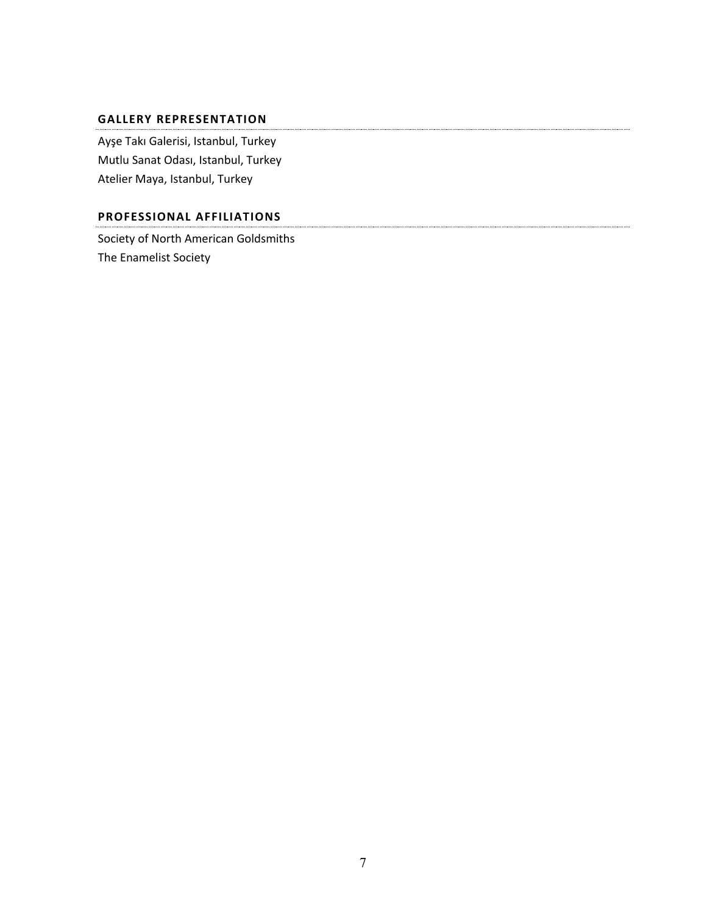## GALLERY REPRESENTATION

Ayşe Takı Galerisi, Istanbul, Turkey
Mutlu Sanat Odası, Istanbul, Turkey
Atelier Maya, Istanbul, Turkey

## PROFESSIONAL AFFILIATIONS

Society of North American Goldsmiths
The Enamelist Society